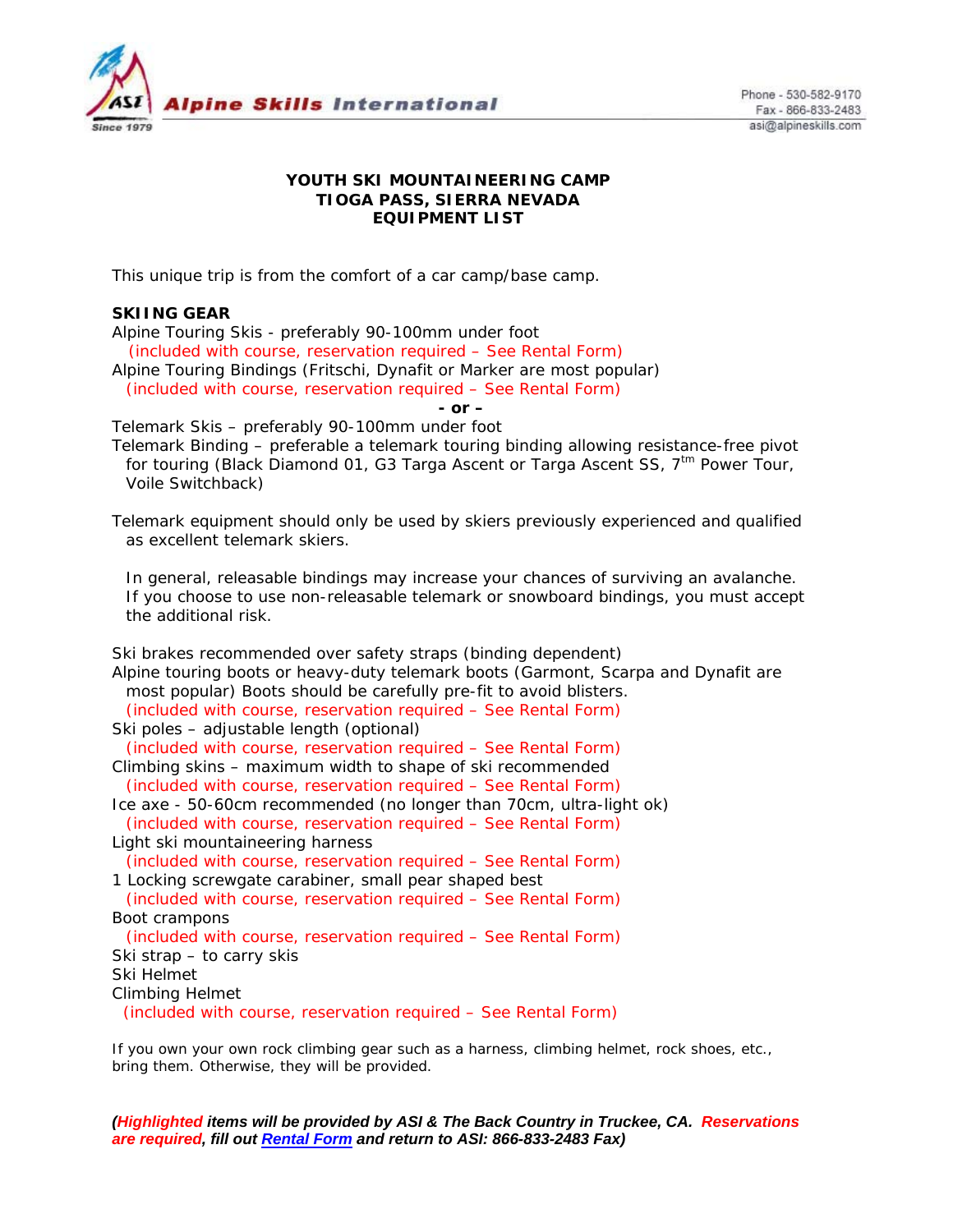Alpine Skills International

Phone - 530-582-9170
Fax - 866-833-2483
asi@alpineskills.com

**YOUTH SKI MOUNTAINEERING CAMP**
**TIOGA PASS, SIERRA NEVADA**
**EQUIPMENT LIST**

This unique trip is from the comfort of a car camp/base camp.

**SKIING GEAR**

Alpine Touring Skis - preferably 90-100mm under foot
(included with course, reservation required – See Rental Form)
Alpine Touring Bindings (Fritschi, Dynafit or Marker are most popular)
(included with course, reservation required – See Rental Form)

**- or –**

Telemark Skis – preferably 90-100mm under foot
Telemark Binding – preferable a telemark touring binding allowing resistance-free pivot for touring (Black Diamond 01, G3 Targa Ascent or Targa Ascent SS, 7tm Power Tour, Voile Switchback)

Telemark equipment should only be used by skiers previously experienced and qualified as excellent telemark skiers.

In general, releasable bindings may increase your chances of surviving an avalanche. If you choose to use non-releasable telemark or snowboard bindings, you must accept the additional risk.

Ski brakes recommended over safety straps (binding dependent)
Alpine touring boots or heavy-duty telemark boots (Garmont, Scarpa and Dynafit are most popular) Boots should be carefully pre-fit to avoid blisters.
(included with course, reservation required – See Rental Form)
Ski poles – adjustable length (optional)
(included with course, reservation required – See Rental Form)
Climbing skins – maximum width to shape of ski recommended
(included with course, reservation required – See Rental Form)
Ice axe - 50-60cm recommended (no longer than 70cm, ultra-light ok)
(included with course, reservation required – See Rental Form)
Light ski mountaineering harness
(included with course, reservation required – See Rental Form)
1 Locking screwgate carabiner, small pear shaped best
(included with course, reservation required – See Rental Form)
Boot crampons
(included with course, reservation required – See Rental Form)
Ski strap – to carry skis
Ski Helmet
Climbing Helmet
(included with course, reservation required – See Rental Form)

If you own your own rock climbing gear such as a harness, climbing helmet, rock shoes, etc., bring them. Otherwise, they will be provided.

***(Highlighted items will be provided by ASI & The Back Country in Truckee, CA. Reservations are required, fill out [Rental Form] and return to ASI: 866-833-2483 Fax)***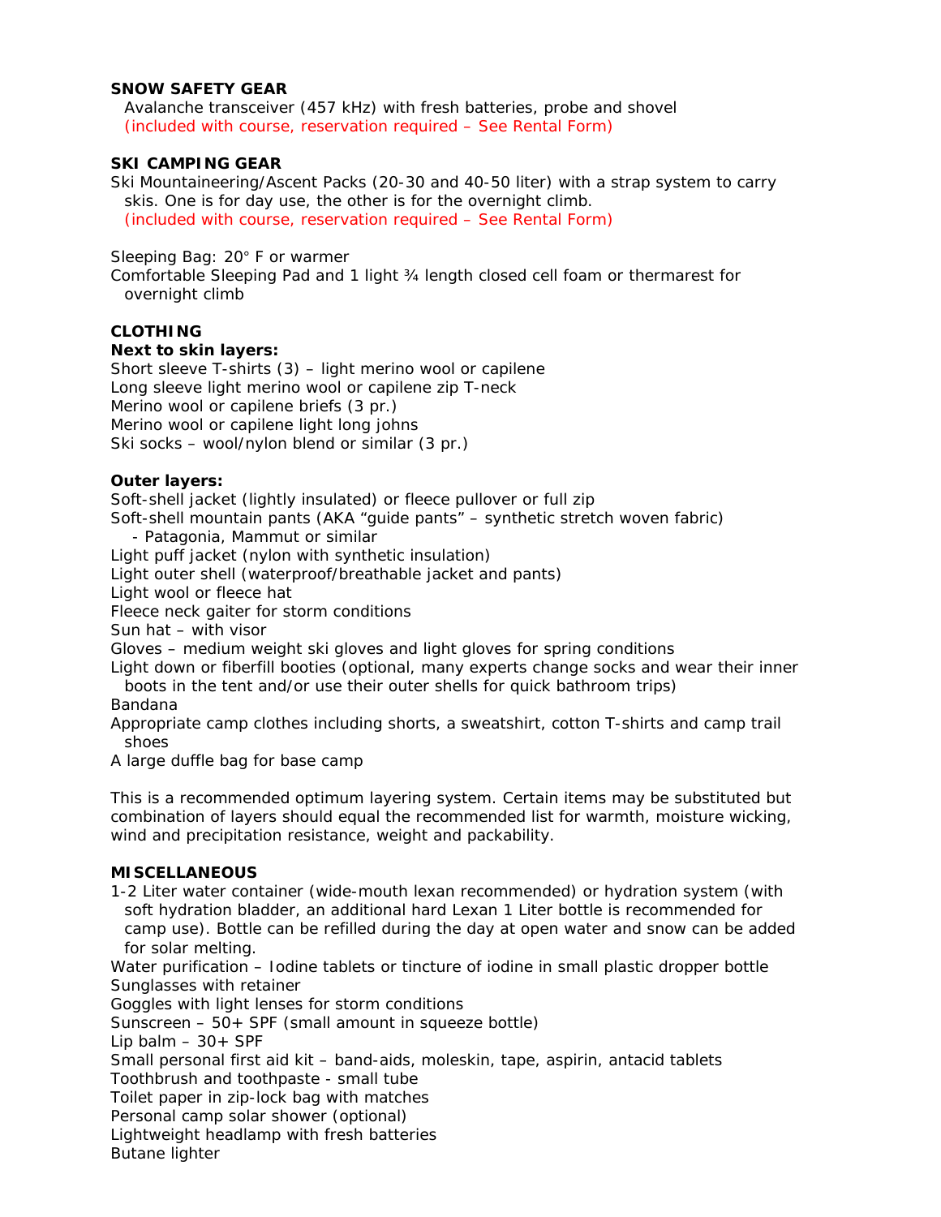**SNOW SAFETY GEAR**

Avalanche transceiver (457 kHz) with fresh batteries, probe and shovel
(included with course, reservation required – See Rental Form)

**SKI CAMPING GEAR**

Ski Mountaineering/Ascent Packs (20-30 and 40-50 liter) with a strap system to carry skis. One is for day use, the other is for the overnight climb.
(included with course, reservation required – See Rental Form)

Sleeping Bag: 20° F or warmer
Comfortable Sleeping Pad and 1 light ¾ length closed cell foam or thermarest for overnight climb

**CLOTHING**

**Next to skin layers:**

Short sleeve T-shirts (3) – light merino wool or capilene
Long sleeve light merino wool or capilene zip T-neck
Merino wool or capilene briefs (3 pr.)
Merino wool or capilene light long johns
Ski socks – wool/nylon blend or similar (3 pr.)

**Outer layers:**

Soft-shell jacket (lightly insulated) or fleece pullover or full zip
Soft-shell mountain pants (AKA "guide pants" – synthetic stretch woven fabric)
- Patagonia, Mammut or similar

Light puff jacket (nylon with synthetic insulation)
Light outer shell (waterproof/breathable jacket and pants)
Light wool or fleece hat
Fleece neck gaiter for storm conditions
Sun hat – with visor
Gloves – medium weight ski gloves and light gloves for spring conditions
Light down or fiberfill booties (optional, many experts change socks and wear their inner boots in the tent and/or use their outer shells for quick bathroom trips)
Bandana
Appropriate camp clothes including shorts, a sweatshirt, cotton T-shirts and camp trail shoes
A large duffle bag for base camp

This is a recommended optimum layering system. Certain items may be substituted but combination of layers should equal the recommended list for warmth, moisture wicking, wind and precipitation resistance, weight and packability.

**MISCELLANEOUS**

1-2 Liter water container (wide-mouth lexan recommended) or hydration system (with soft hydration bladder, an additional hard Lexan 1 Liter bottle is recommended for camp use). Bottle can be refilled during the day at open water and snow can be added for solar melting.
Water purification – Iodine tablets or tincture of iodine in small plastic dropper bottle
Sunglasses with retainer
Goggles with light lenses for storm conditions
Sunscreen – 50+ SPF (small amount in squeeze bottle)
Lip balm – 30+ SPF
Small personal first aid kit – band-aids, moleskin, tape, aspirin, antacid tablets
Toothbrush and toothpaste - small tube
Toilet paper in zip-lock bag with matches
Personal camp solar shower (optional)
Lightweight headlamp with fresh batteries
Butane lighter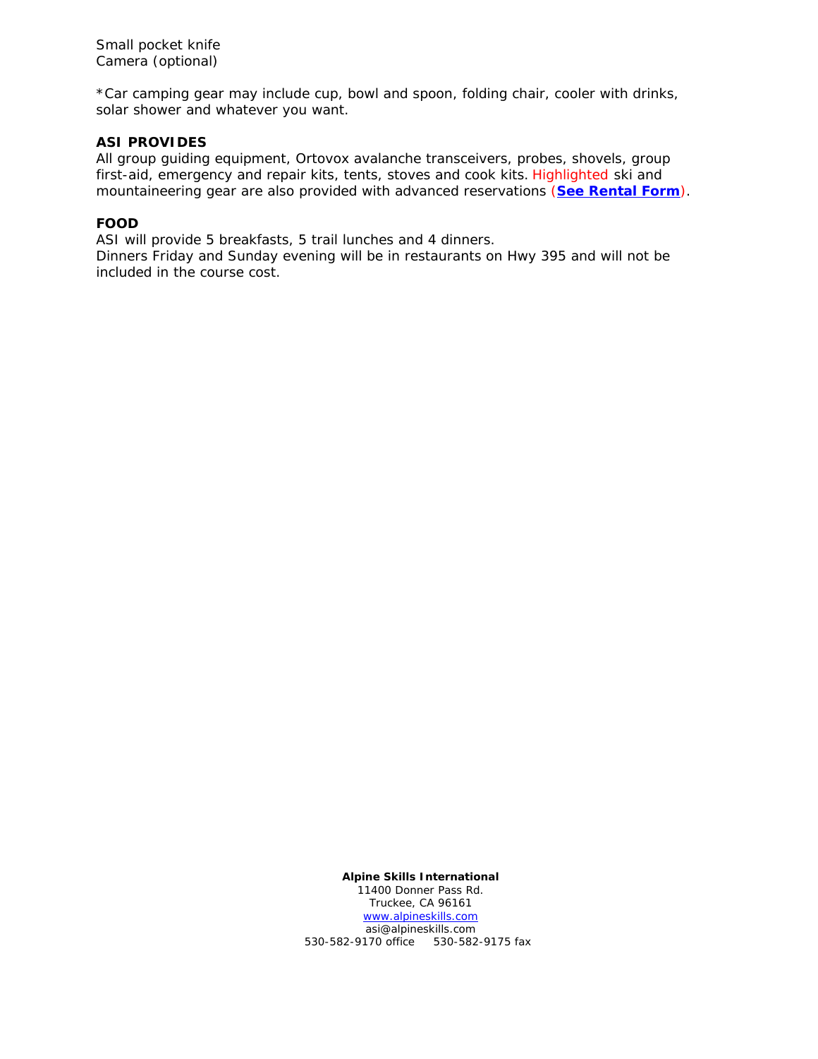Small pocket knife
Camera (optional)

*Car camping gear may include cup, bowl and spoon, folding chair, cooler with drinks, solar shower and whatever you want.

**ASI PROVIDES**
All group guiding equipment, Ortovox avalanche transceivers, probes, shovels, group first-aid, emergency and repair kits, tents, stoves and cook kits. Highlighted ski and mountaineering gear are also provided with advanced reservations (**See Rental Form**).

**FOOD**
ASI will provide 5 breakfasts, 5 trail lunches and 4 dinners.
Dinners Friday and Sunday evening will be in restaurants on Hwy 395 and will not be included in the course cost.

**Alpine Skills International**
11400 Donner Pass Rd.
Truckee, CA 96161
www.alpineskills.com
asi@alpineskills.com
530-582-9170 office 530-582-9175 fax